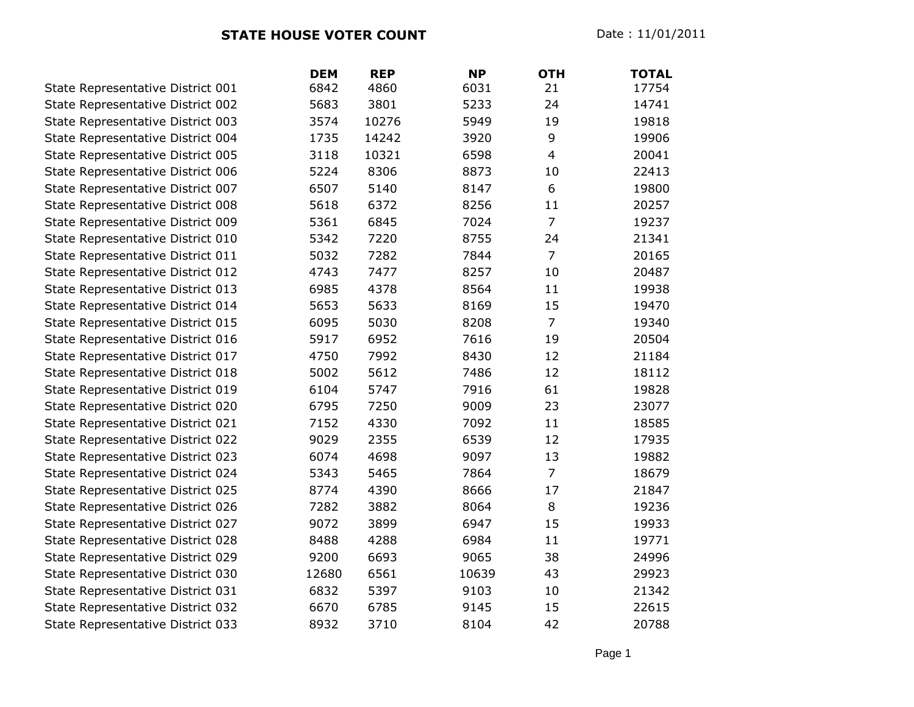**STATE HOUSE VOTER COUNT**

Date : 11/01/2011

| | DEM | REP | NP | OTH | TOTAL |
|---|---|---|---|---|---|
| State Representative District 001 | 6842 | 4860 | 6031 | 21 | 17754 |
| State Representative District 002 | 5683 | 3801 | 5233 | 24 | 14741 |
| State Representative District 003 | 3574 | 10276 | 5949 | 19 | 19818 |
| State Representative District 004 | 1735 | 14242 | 3920 | 9 | 19906 |
| State Representative District 005 | 3118 | 10321 | 6598 | 4 | 20041 |
| State Representative District 006 | 5224 | 8306 | 8873 | 10 | 22413 |
| State Representative District 007 | 6507 | 5140 | 8147 | 6 | 19800 |
| State Representative District 008 | 5618 | 6372 | 8256 | 11 | 20257 |
| State Representative District 009 | 5361 | 6845 | 7024 | 7 | 19237 |
| State Representative District 010 | 5342 | 7220 | 8755 | 24 | 21341 |
| State Representative District 011 | 5032 | 7282 | 7844 | 7 | 20165 |
| State Representative District 012 | 4743 | 7477 | 8257 | 10 | 20487 |
| State Representative District 013 | 6985 | 4378 | 8564 | 11 | 19938 |
| State Representative District 014 | 5653 | 5633 | 8169 | 15 | 19470 |
| State Representative District 015 | 6095 | 5030 | 8208 | 7 | 19340 |
| State Representative District 016 | 5917 | 6952 | 7616 | 19 | 20504 |
| State Representative District 017 | 4750 | 7992 | 8430 | 12 | 21184 |
| State Representative District 018 | 5002 | 5612 | 7486 | 12 | 18112 |
| State Representative District 019 | 6104 | 5747 | 7916 | 61 | 19828 |
| State Representative District 020 | 6795 | 7250 | 9009 | 23 | 23077 |
| State Representative District 021 | 7152 | 4330 | 7092 | 11 | 18585 |
| State Representative District 022 | 9029 | 2355 | 6539 | 12 | 17935 |
| State Representative District 023 | 6074 | 4698 | 9097 | 13 | 19882 |
| State Representative District 024 | 5343 | 5465 | 7864 | 7 | 18679 |
| State Representative District 025 | 8774 | 4390 | 8666 | 17 | 21847 |
| State Representative District 026 | 7282 | 3882 | 8064 | 8 | 19236 |
| State Representative District 027 | 9072 | 3899 | 6947 | 15 | 19933 |
| State Representative District 028 | 8488 | 4288 | 6984 | 11 | 19771 |
| State Representative District 029 | 9200 | 6693 | 9065 | 38 | 24996 |
| State Representative District 030 | 12680 | 6561 | 10639 | 43 | 29923 |
| State Representative District 031 | 6832 | 5397 | 9103 | 10 | 21342 |
| State Representative District 032 | 6670 | 6785 | 9145 | 15 | 22615 |
| State Representative District 033 | 8932 | 3710 | 8104 | 42 | 20788 |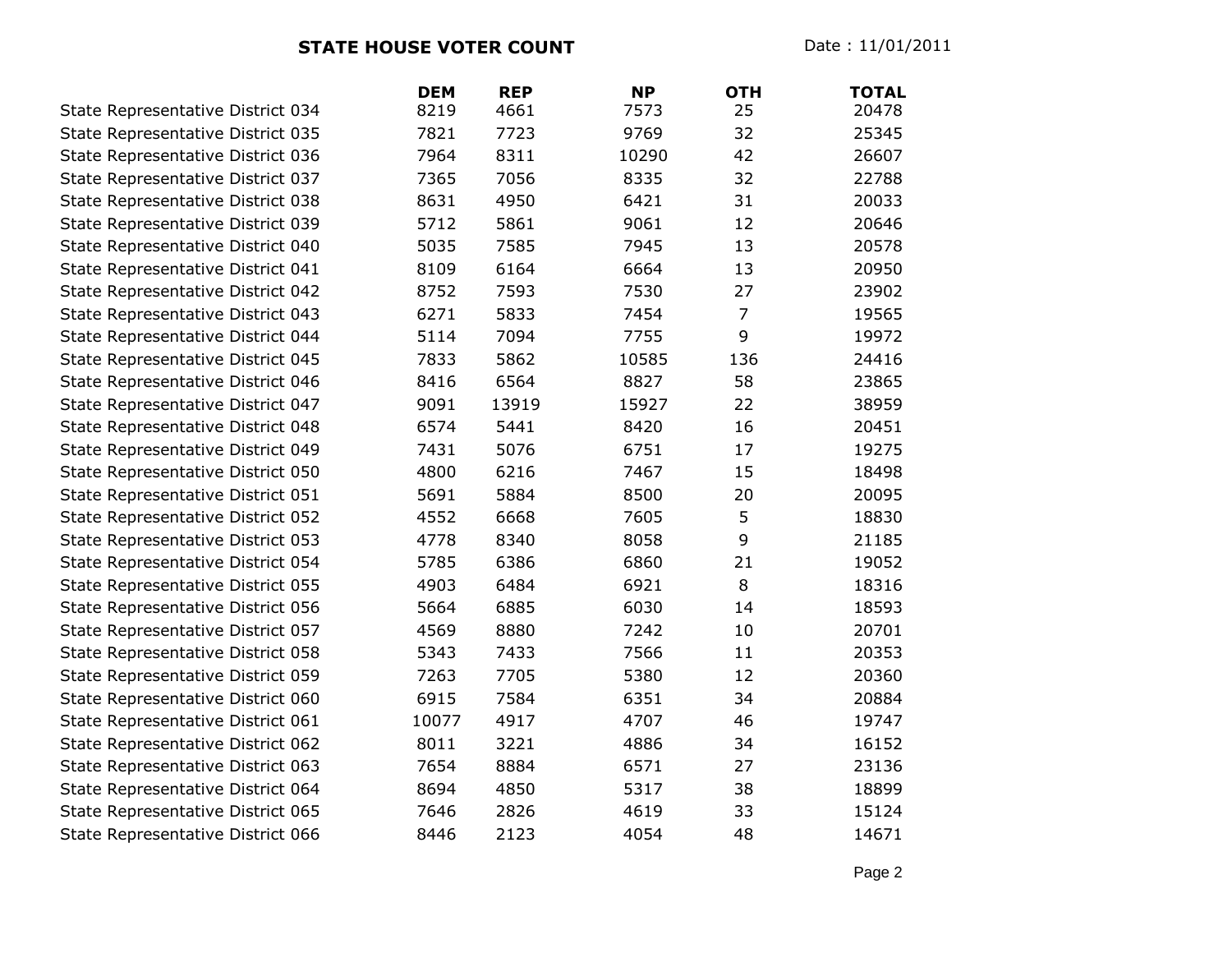**STATE HOUSE VOTER COUNT**

Date : 11/01/2011

| | DEM | REP | NP | OTH | TOTAL |
|---|---|---|---|---|---|
| State Representative District 034 | 8219 | 4661 | 7573 | 25 | 20478 |
| State Representative District 035 | 7821 | 7723 | 9769 | 32 | 25345 |
| State Representative District 036 | 7964 | 8311 | 10290 | 42 | 26607 |
| State Representative District 037 | 7365 | 7056 | 8335 | 32 | 22788 |
| State Representative District 038 | 8631 | 4950 | 6421 | 31 | 20033 |
| State Representative District 039 | 5712 | 5861 | 9061 | 12 | 20646 |
| State Representative District 040 | 5035 | 7585 | 7945 | 13 | 20578 |
| State Representative District 041 | 8109 | 6164 | 6664 | 13 | 20950 |
| State Representative District 042 | 8752 | 7593 | 7530 | 27 | 23902 |
| State Representative District 043 | 6271 | 5833 | 7454 | 7 | 19565 |
| State Representative District 044 | 5114 | 7094 | 7755 | 9 | 19972 |
| State Representative District 045 | 7833 | 5862 | 10585 | 136 | 24416 |
| State Representative District 046 | 8416 | 6564 | 8827 | 58 | 23865 |
| State Representative District 047 | 9091 | 13919 | 15927 | 22 | 38959 |
| State Representative District 048 | 6574 | 5441 | 8420 | 16 | 20451 |
| State Representative District 049 | 7431 | 5076 | 6751 | 17 | 19275 |
| State Representative District 050 | 4800 | 6216 | 7467 | 15 | 18498 |
| State Representative District 051 | 5691 | 5884 | 8500 | 20 | 20095 |
| State Representative District 052 | 4552 | 6668 | 7605 | 5 | 18830 |
| State Representative District 053 | 4778 | 8340 | 8058 | 9 | 21185 |
| State Representative District 054 | 5785 | 6386 | 6860 | 21 | 19052 |
| State Representative District 055 | 4903 | 6484 | 6921 | 8 | 18316 |
| State Representative District 056 | 5664 | 6885 | 6030 | 14 | 18593 |
| State Representative District 057 | 4569 | 8880 | 7242 | 10 | 20701 |
| State Representative District 058 | 5343 | 7433 | 7566 | 11 | 20353 |
| State Representative District 059 | 7263 | 7705 | 5380 | 12 | 20360 |
| State Representative District 060 | 6915 | 7584 | 6351 | 34 | 20884 |
| State Representative District 061 | 10077 | 4917 | 4707 | 46 | 19747 |
| State Representative District 062 | 8011 | 3221 | 4886 | 34 | 16152 |
| State Representative District 063 | 7654 | 8884 | 6571 | 27 | 23136 |
| State Representative District 064 | 8694 | 4850 | 5317 | 38 | 18899 |
| State Representative District 065 | 7646 | 2826 | 4619 | 33 | 15124 |
| State Representative District 066 | 8446 | 2123 | 4054 | 48 | 14671 |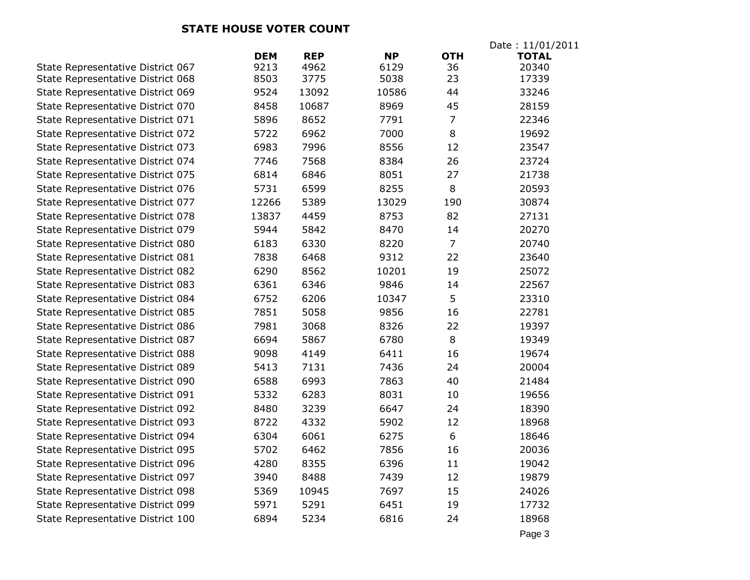**STATE HOUSE VOTER COUNT**

Date : 11/01/2011

| | DEM | REP | NP | OTH | TOTAL |
|---|---|---|---|---|---|
| State Representative District 067 | 9213 | 4962 | 6129 | 36 | 20340 |
| State Representative District 068 | 8503 | 3775 | 5038 | 23 | 17339 |
| State Representative District 069 | 9524 | 13092 | 10586 | 44 | 33246 |
| State Representative District 070 | 8458 | 10687 | 8969 | 45 | 28159 |
| State Representative District 071 | 5896 | 8652 | 7791 | 7 | 22346 |
| State Representative District 072 | 5722 | 6962 | 7000 | 8 | 19692 |
| State Representative District 073 | 6983 | 7996 | 8556 | 12 | 23547 |
| State Representative District 074 | 7746 | 7568 | 8384 | 26 | 23724 |
| State Representative District 075 | 6814 | 6846 | 8051 | 27 | 21738 |
| State Representative District 076 | 5731 | 6599 | 8255 | 8 | 20593 |
| State Representative District 077 | 12266 | 5389 | 13029 | 190 | 30874 |
| State Representative District 078 | 13837 | 4459 | 8753 | 82 | 27131 |
| State Representative District 079 | 5944 | 5842 | 8470 | 14 | 20270 |
| State Representative District 080 | 6183 | 6330 | 8220 | 7 | 20740 |
| State Representative District 081 | 7838 | 6468 | 9312 | 22 | 23640 |
| State Representative District 082 | 6290 | 8562 | 10201 | 19 | 25072 |
| State Representative District 083 | 6361 | 6346 | 9846 | 14 | 22567 |
| State Representative District 084 | 6752 | 6206 | 10347 | 5 | 23310 |
| State Representative District 085 | 7851 | 5058 | 9856 | 16 | 22781 |
| State Representative District 086 | 7981 | 3068 | 8326 | 22 | 19397 |
| State Representative District 087 | 6694 | 5867 | 6780 | 8 | 19349 |
| State Representative District 088 | 9098 | 4149 | 6411 | 16 | 19674 |
| State Representative District 089 | 5413 | 7131 | 7436 | 24 | 20004 |
| State Representative District 090 | 6588 | 6993 | 7863 | 40 | 21484 |
| State Representative District 091 | 5332 | 6283 | 8031 | 10 | 19656 |
| State Representative District 092 | 8480 | 3239 | 6647 | 24 | 18390 |
| State Representative District 093 | 8722 | 4332 | 5902 | 12 | 18968 |
| State Representative District 094 | 6304 | 6061 | 6275 | 6 | 18646 |
| State Representative District 095 | 5702 | 6462 | 7856 | 16 | 20036 |
| State Representative District 096 | 4280 | 8355 | 6396 | 11 | 19042 |
| State Representative District 097 | 3940 | 8488 | 7439 | 12 | 19879 |
| State Representative District 098 | 5369 | 10945 | 7697 | 15 | 24026 |
| State Representative District 099 | 5971 | 5291 | 6451 | 19 | 17732 |
| State Representative District 100 | 6894 | 5234 | 6816 | 24 | 18968 |